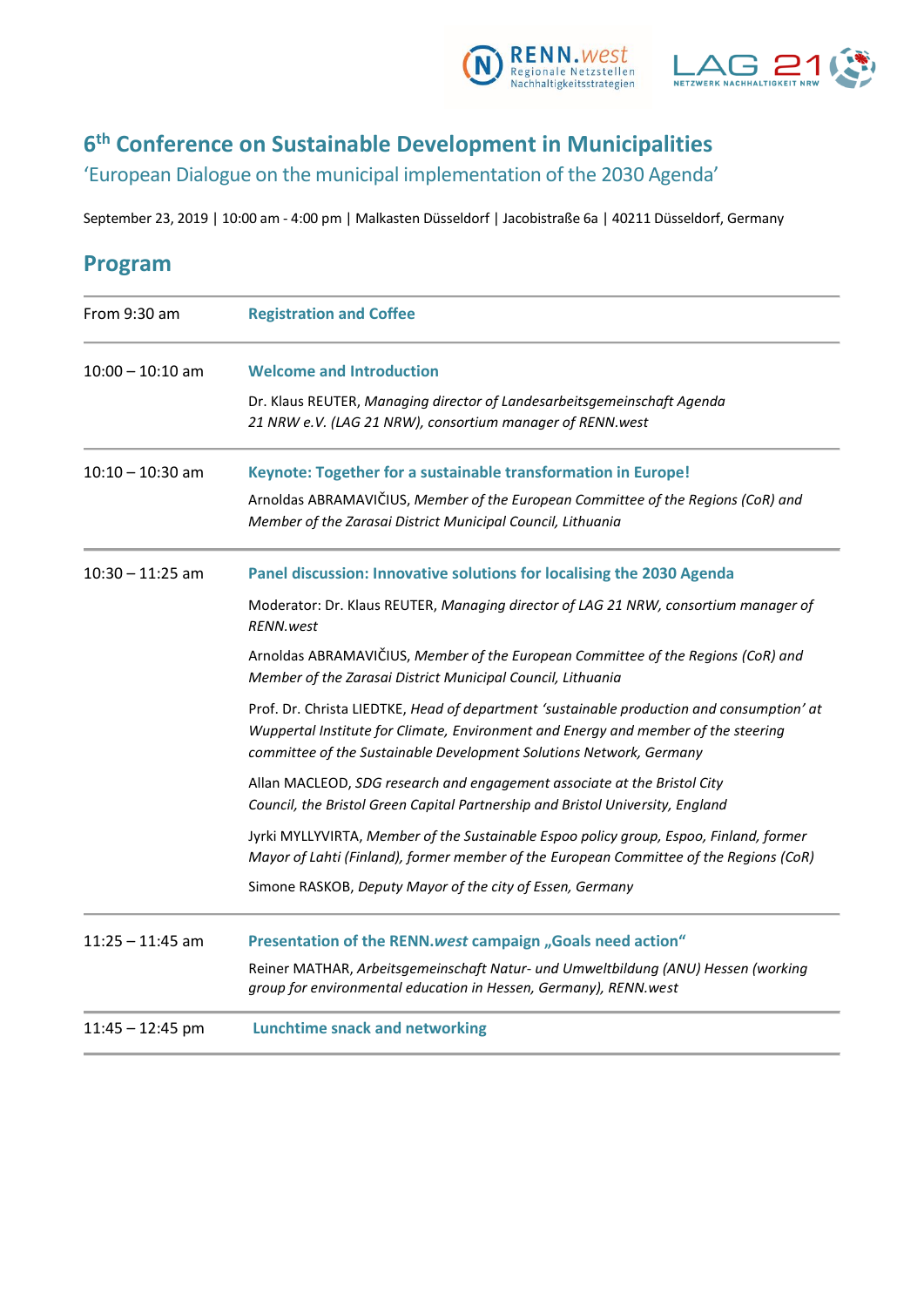# 6th Conference on Sustainable Development in Municipalities

## 'European Dialogue on the municipal implementation of the 2030 Agenda'

September 23, 2019 | 10:00 am - 4:00 pm | Malkasten Düsseldorf | Jacobistraße 6a | 40211 Düsseldorf, Germany

## Program

| | |
|---|---|
| From 9:30 am | **Registration and Coffee** |
| 10:00 – 10:10 am | **Welcome and Introduction**<br><br>Dr. Klaus REUTER, *Managing director of Landesarbeitsgemeinschaft Agenda 21 NRW e.V. (LAG 21 NRW), consortium manager of RENN.west* |
| 10:10 – 10:30 am | **Keynote: Together for a sustainable transformation in Europe!**<br><br>Arnoldas ABRAMAVIČIUS, *Member of the European Committee of the Regions (CoR) and Member of the Zarasai District Municipal Council, Lithuania* |
| 10:30 – 11:25 am | **Panel discussion: Innovative solutions for localising the 2030 Agenda**<br><br>Moderator: Dr. Klaus REUTER, *Managing director of LAG 21 NRW, consortium manager of RENN.west*<br><br>Arnoldas ABRAMAVIČIUS, *Member of the European Committee of the Regions (CoR) and Member of the Zarasai District Municipal Council, Lithuania*<br><br>Prof. Dr. Christa LIEDTKE, *Head of department 'sustainable production and consumption' at Wuppertal Institute for Climate, Environment and Energy and member of the steering committee of the Sustainable Development Solutions Network, Germany*<br><br>Allan MACLEOD, *SDG research and engagement associate at the Bristol City Council, the Bristol Green Capital Partnership and Bristol University, England*<br><br>Jyrki MYLLYVIRTA, *Member of the Sustainable Espoo policy group, Espoo, Finland, former Mayor of Lahti (Finland), former member of the European Committee of the Regions (CoR)*<br><br>Simone RASKOB, *Deputy Mayor of the city of Essen, Germany* |
| 11:25 – 11:45 am | **Presentation of the RENN.*west* campaign „Goals need action"**<br><br>Reiner MATHAR, *Arbeitsgemeinschaft Natur- und Umweltbildung (ANU) Hessen (working group for environmental education in Hessen, Germany), RENN.west* |
| 11:45 – 12:45 pm | **Lunchtime snack and networking** |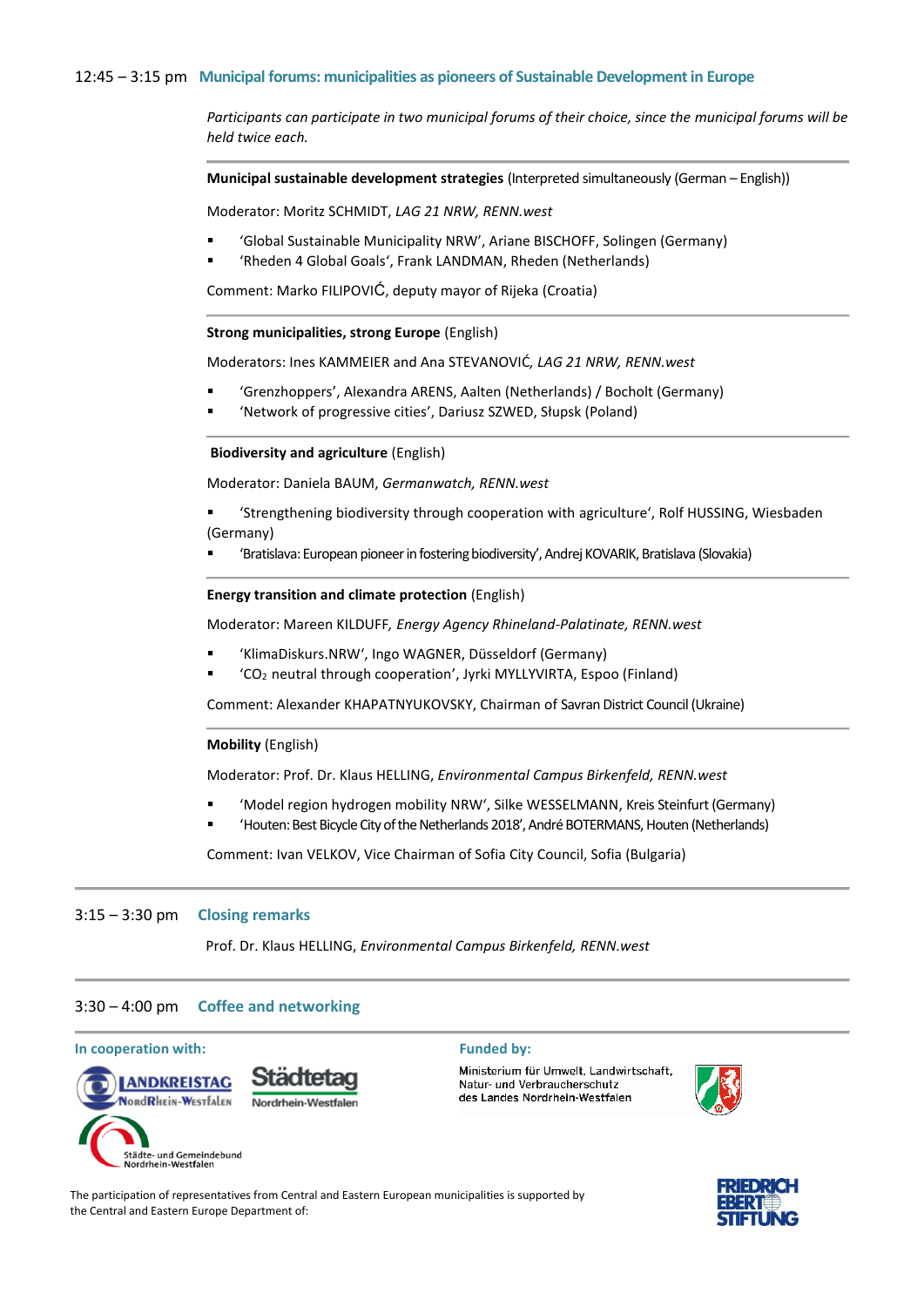12:45 – 3:15 pm **Municipal forums: municipalities as pioneers of Sustainable Development in Europe**

*Participants can participate in two municipal forums of their choice, since the municipal forums will be held twice each.*

---

**Municipal sustainable development strategies** (Interpreted simultaneously (German – English))

Moderator: Moritz SCHMIDT, *LAG 21 NRW, RENN.west*

- 'Global Sustainable Municipality NRW', Ariane BISCHOFF, Solingen (Germany)
- 'Rheden 4 Global Goals', Frank LANDMAN, Rheden (Netherlands)

Comment: Marko FILIPOVIĆ, deputy mayor of Rijeka (Croatia)

---

**Strong municipalities, strong Europe** (English)

Moderators: Ines KAMMEIER and Ana STEVANOVIĆ*, LAG 21 NRW, RENN.west*

- 'Grenzhoppers', Alexandra ARENS, Aalten (Netherlands) / Bocholt (Germany)
- 'Network of progressive cities', Dariusz SZWED, Słupsk (Poland)

---

**Biodiversity and agriculture** (English)

Moderator: Daniela BAUM, *Germanwatch, RENN.west*

- 'Strengthening biodiversity through cooperation with agriculture', Rolf HUSSING, Wiesbaden (Germany)
- 'Bratislava: European pioneer in fostering biodiversity', Andrej KOVARIK, Bratislava (Slovakia)

---

**Energy transition and climate protection** (English)

Moderator: Mareen KILDUFF*, Energy Agency Rhineland-Palatinate, RENN.west*

- 'KlimaDiskurs.NRW', Ingo WAGNER, Düsseldorf (Germany)
- '$CO_2$ neutral through cooperation', Jyrki MYLLYVIRTA, Espoo (Finland)

Comment: Alexander KHAPATNYUKOVSKY, Chairman of Savran District Council (Ukraine)

---

**Mobility** (English)

Moderator: Prof. Dr. Klaus HELLING, *Environmental Campus Birkenfeld, RENN.west*

- 'Model region hydrogen mobility NRW', Silke WESSELMANN, Kreis Steinfurt (Germany)
- 'Houten: Best Bicycle City of the Netherlands 2018', André BOTERMANS, Houten (Netherlands)

Comment: Ivan VELKOV, Vice Chairman of Sofia City Council, Sofia (Bulgaria)

---

3:15 – 3:30 pm **Closing remarks**

Prof. Dr. Klaus HELLING, *Environmental Campus Birkenfeld, RENN.west*

---

3:30 – 4:00 pm **Coffee and networking**

---

**In cooperation with:**

Landkreistag Nordrhein-Westfalen

Städtetag Nordrhein-Westfalen

Städte- und Gemeindebund Nordrhein-Westfalen

**Funded by:**

Ministerium für Umwelt, Landwirtschaft, Natur- und Verbraucherschutz des Landes Nordrhein-Westfalen

The participation of representatives from Central and Eastern European municipalities is supported by the Central and Eastern Europe Department of:

Friedrich Ebert Stiftung